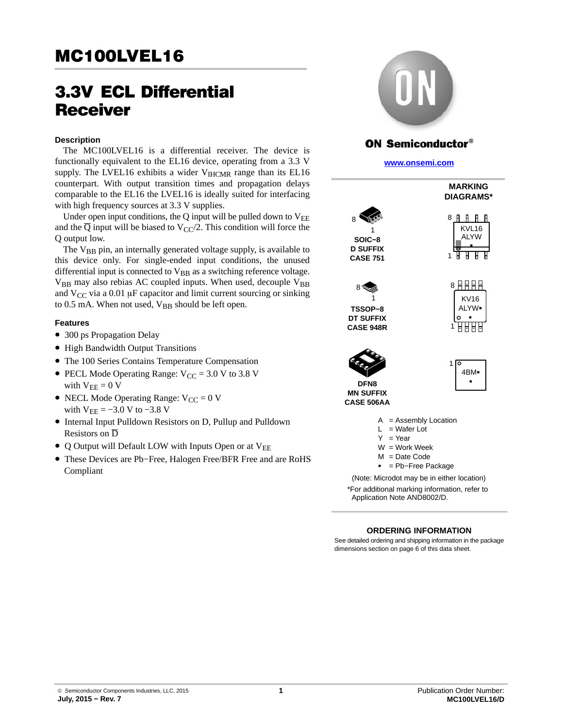# MC100LVEL16

# 3.3V ECL Differential Receiver

### Description

The MC100LVEL16 is a differential receiver. The device is functionally equivalent to the EL16 device, operating from a 3.3 V supply. The LVEL16 exhibits a wider $V_{IHCMR}$ range than its EL16 counterpart. With output transition times and propagation delays comparable to the EL16 the LVEL16 is ideally suited for interfacing with high frequency sources at 3.3 V supplies.

Under open input conditions, the Q input will be pulled down to $V_{EE}$ and the $\overline{Q}$ input will be biased to $V_{CC}/2$. This condition will force the Q output low.

The $V_{BB}$ pin, an internally generated voltage supply, is available to this device only. For single-ended input conditions, the unused differential input is connected to $V_{BB}$ as a switching reference voltage. $V_{BB}$ may also rebias AC coupled inputs. When used, decouple $V_{BB}$ and $V_{CC}$ via a 0.01 μF capacitor and limit current sourcing or sinking to 0.5 mA. When not used, $V_{BB}$ should be left open.

### Features

- 300 ps Propagation Delay
- High Bandwidth Output Transitions
- The 100 Series Contains Temperature Compensation
- PECL Mode Operating Range: $V_{CC}$ = 3.0 V to 3.8 V with $V_{EE}$ = 0 V
- NECL Mode Operating Range: $V_{CC}$ = 0 V with $V_{EE}$ = −3.0 V to −3.8 V
- Internal Input Pulldown Resistors on D, Pullup and Pulldown Resistors on $\overline{D}$
- Q Output will Default LOW with Inputs Open or at $V_{EE}$
- These Devices are Pb−Free, Halogen Free/BFR Free and are RoHS Compliant

**ON Semiconductor®**

www.onsemi.com

**MARKING DIAGRAMS***

**SOIC−8 D SUFFIX CASE 751** — KVL16 ALYW ▪

**TSSOP−8 DT SUFFIX CASE 948R** — KV16 ALYW▪ ▪

**DFN8 MN SUFFIX CASE 506AA** — 4BM▪ ▪

A = Assembly Location
L = Wafer Lot
Y = Year
W = Work Week
M = Date Code
▪ = Pb−Free Package

(Note: Microdot may be in either location)

*For additional marking information, refer to Application Note AND8002/D.

**ORDERING INFORMATION**

See detailed ordering and shipping information in the package dimensions section on page 6 of this data sheet.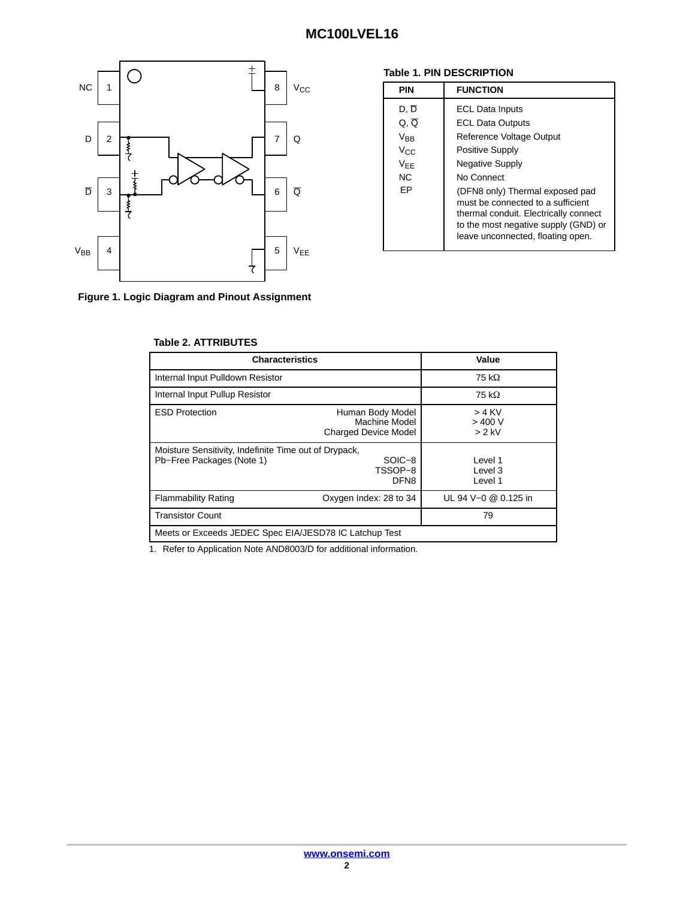NC 1 — 8 $V_{CC}$

D 2 — 7 Q

$\overline{D}$ 3 — 6 $\overline{Q}$

$V_{BB}$ 4 — 5 $V_{EE}$

**Figure 1. Logic Diagram and Pinout Assignment**

**Table 1. PIN DESCRIPTION**

| PIN | FUNCTION |
| --- | --- |
| D, $\overline{D}$ | ECL Data Inputs |
| Q, $\overline{Q}$ | ECL Data Outputs |
| $V_{BB}$ | Reference Voltage Output |
| $V_{CC}$ | Positive Supply |
| $V_{EE}$ | Negative Supply |
| NC | No Connect |
| EP | (DFN8 only) Thermal exposed pad must be connected to a sufficient thermal conduit. Electrically connect to the most negative supply (GND) or leave unconnected, floating open. |

**Table 2. ATTRIBUTES**

| Characteristics | | Value |
| --- | --- | --- |
| Internal Input Pulldown Resistor | | 75 kΩ |
| Internal Input Pullup Resistor | | 75 kΩ |
| ESD Protection | Human Body Model<br>Machine Model<br>Charged Device Model | > 4 KV<br>> 400 V<br>> 2 kV |
| Moisture Sensitivity, Indefinite Time out of Drypack, Pb−Free Packages (Note 1) | SOIC−8<br>TSSOP−8<br>DFN8 | Level 1<br>Level 3<br>Level 1 |
| Flammability Rating | Oxygen Index: 28 to 34 | UL 94 V−0 @ 0.125 in |
| Transistor Count | | 79 |
| Meets or Exceeds JEDEC Spec EIA/JESD78 IC Latchup Test | | |

1. Refer to Application Note AND8003/D for additional information.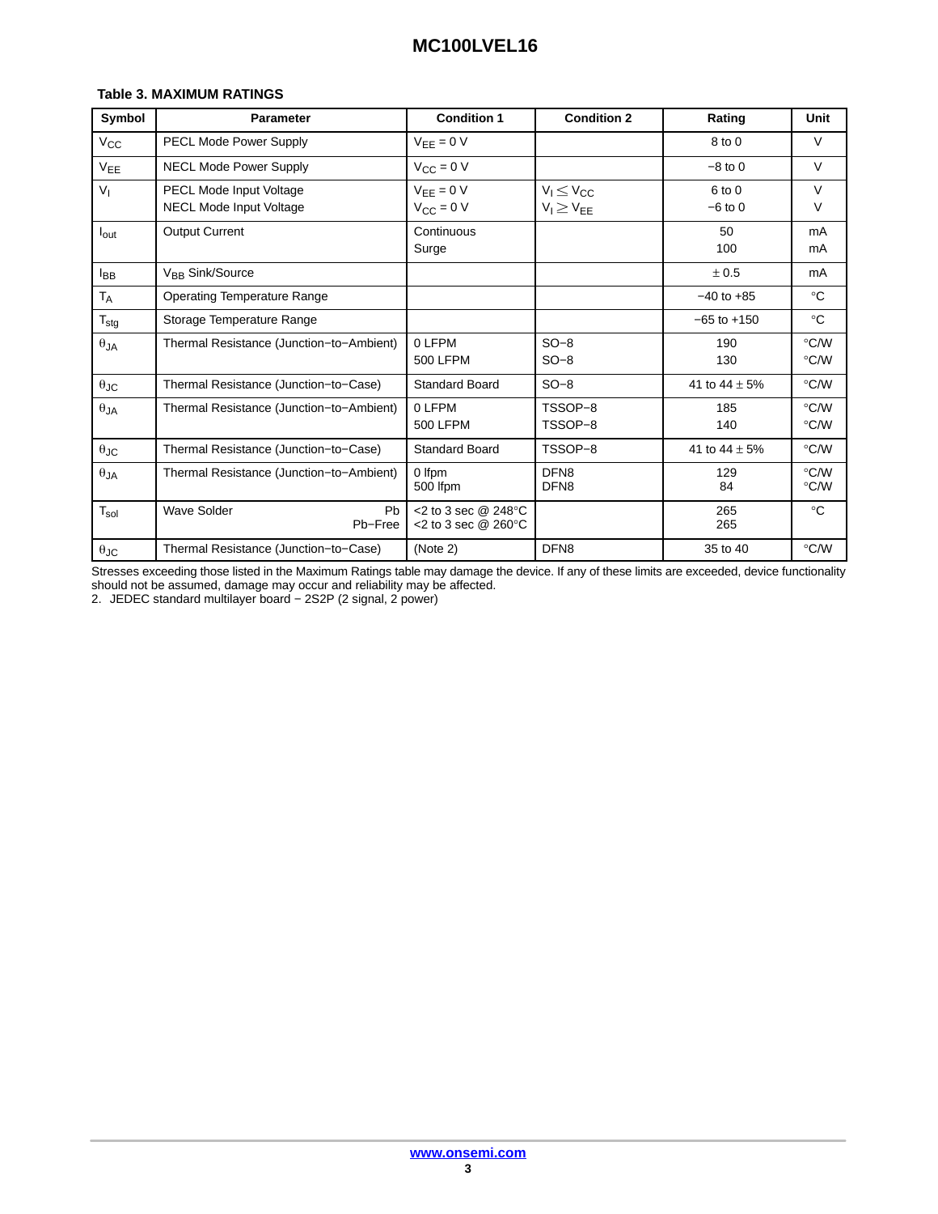**Table 3. MAXIMUM RATINGS**

| Symbol | Parameter | Condition 1 | Condition 2 | Rating | Unit |
|---|---|---|---|---|---|
| $V_{CC}$ | PECL Mode Power Supply | $V_{EE}$ = 0 V | | 8 to 0 | V |
| $V_{EE}$ | NECL Mode Power Supply | $V_{CC}$ = 0 V | | −8 to 0 | V |
| $V_I$ | PECL Mode Input Voltage<br>NECL Mode Input Voltage | $V_{EE}$ = 0 V<br>$V_{CC}$ = 0 V | $V_I \leq V_{CC}$<br>$V_I \geq V_{EE}$ | 6 to 0<br>−6 to 0 | V<br>V |
| $I_{out}$ | Output Current | Continuous<br>Surge | | 50<br>100 | mA<br>mA |
| $I_{BB}$ | $V_{BB}$ Sink/Source | | | ± 0.5 | mA |
| $T_A$ | Operating Temperature Range | | | −40 to +85 | °C |
| $T_{stg}$ | Storage Temperature Range | | | −65 to +150 | °C |
| $\theta_{JA}$ | Thermal Resistance (Junction−to−Ambient) | 0 LFPM<br>500 LFPM | SO−8<br>SO−8 | 190<br>130 | °C/W<br>°C/W |
| $\theta_{JC}$ | Thermal Resistance (Junction−to−Case) | Standard Board | SO−8 | 41 to 44 ± 5% | °C/W |
| $\theta_{JA}$ | Thermal Resistance (Junction−to−Ambient) | 0 LFPM<br>500 LFPM | TSSOP−8<br>TSSOP−8 | 185<br>140 | °C/W<br>°C/W |
| $\theta_{JC}$ | Thermal Resistance (Junction−to−Case) | Standard Board | TSSOP−8 | 41 to 44 ± 5% | °C/W |
| $\theta_{JA}$ | Thermal Resistance (Junction−to−Ambient) | 0 lfpm<br>500 lfpm | DFN8<br>DFN8 | 129<br>84 | °C/W<br>°C/W |
| $T_{sol}$ | Wave Solder Pb<br>Pb−Free | <2 to 3 sec @ 248°C<br><2 to 3 sec @ 260°C | | 265<br>265 | °C |
| $\theta_{JC}$ | Thermal Resistance (Junction−to−Case) | (Note 2) | DFN8 | 35 to 40 | °C/W |

Stresses exceeding those listed in the Maximum Ratings table may damage the device. If any of these limits are exceeded, device functionality should not be assumed, damage may occur and reliability may be affected.

2. JEDEC standard multilayer board − 2S2P (2 signal, 2 power)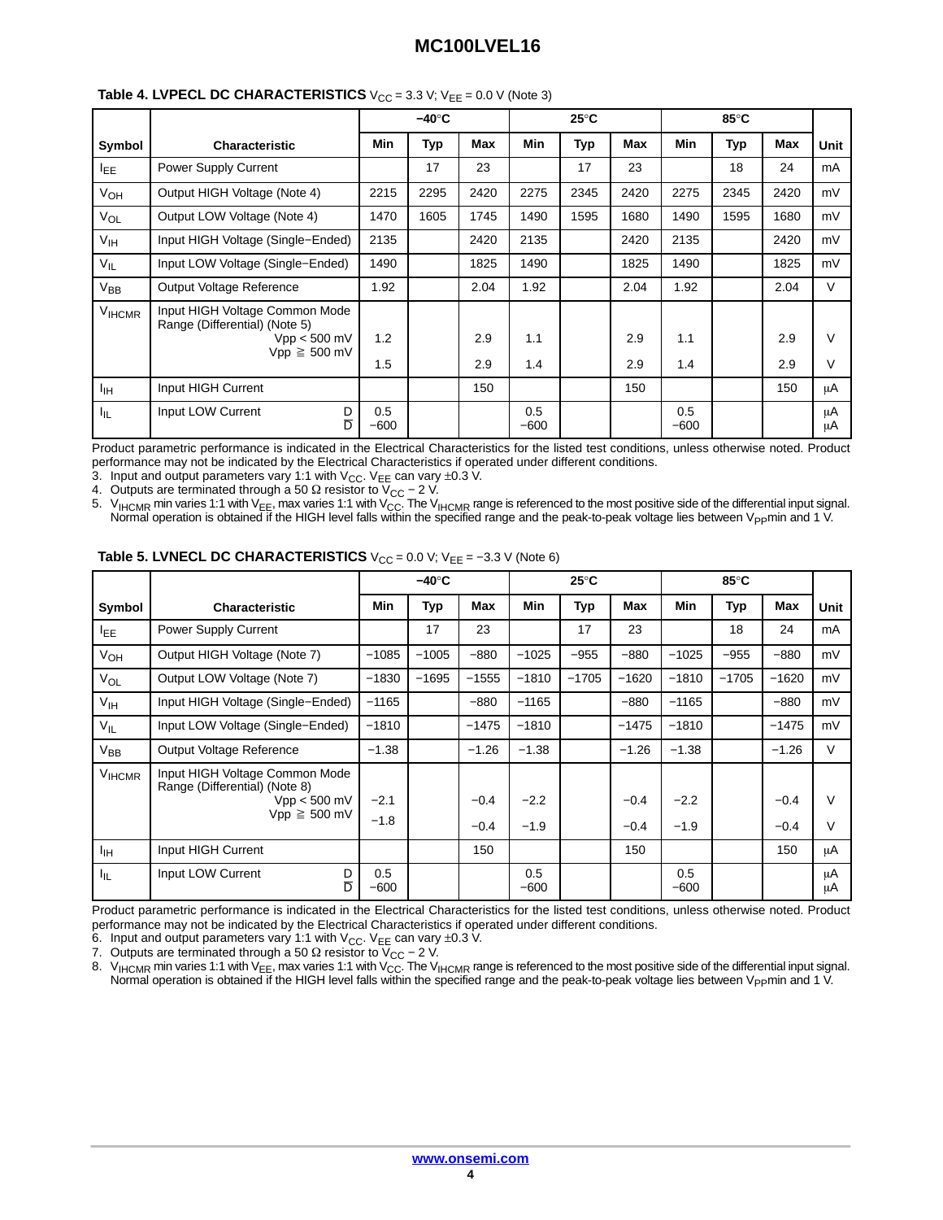**Table 4. LVPECL DC CHARACTERISTICS** $V_{CC}$ = 3.3 V; $V_{EE}$ = 0.0 V (Note 3)

| Symbol | Characteristic | −40°C | | | 25°C | | | 85°C | | | Unit |
|---|---|---|---|---|---|---|---|---|---|---|---|
| | | Min | Typ | Max | Min | Typ | Max | Min | Typ | Max | |
| $I_{EE}$ | Power Supply Current | | 17 | 23 | | 17 | 23 | | 18 | 24 | mA |
| $V_{OH}$ | Output HIGH Voltage (Note 4) | 2215 | 2295 | 2420 | 2275 | 2345 | 2420 | 2275 | 2345 | 2420 | mV |
| $V_{OL}$ | Output LOW Voltage (Note 4) | 1470 | 1605 | 1745 | 1490 | 1595 | 1680 | 1490 | 1595 | 1680 | mV |
| $V_{IH}$ | Input HIGH Voltage (Single−Ended) | 2135 | | 2420 | 2135 | | 2420 | 2135 | | 2420 | mV |
| $V_{IL}$ | Input LOW Voltage (Single−Ended) | 1490 | | 1825 | 1490 | | 1825 | 1490 | | 1825 | mV |
| $V_{BB}$ | Output Voltage Reference | 1.92 | | 2.04 | 1.92 | | 2.04 | 1.92 | | 2.04 | V |
| $V_{IHCMR}$ | Input HIGH Voltage Common Mode Range (Differential) (Note 5) Vpp < 500 mV | 1.2 | | 2.9 | 1.1 | | 2.9 | 1.1 | | 2.9 | V |
| | Vpp ≧ 500 mV | 1.5 | | 2.9 | 1.4 | | 2.9 | 1.4 | | 2.9 | V |
| $I_{IH}$ | Input HIGH Current | | | 150 | | | 150 | | | 150 | μA |
| $I_{IL}$ | Input LOW Current D | 0.5 | | | 0.5 | | | 0.5 | | | μA |
| | Input LOW Current $\overline{D}$ | −600 | | | −600 | | | −600 | | | μA |

Product parametric performance is indicated in the Electrical Characteristics for the listed test conditions, unless otherwise noted. Product performance may not be indicated by the Electrical Characteristics if operated under different conditions.

3. Input and output parameters vary 1:1 with $V_{CC}$. $V_{EE}$ can vary ±0.3 V.
4. Outputs are terminated through a 50 Ω resistor to $V_{CC}$ − 2 V.
5. $V_{IHCMR}$ min varies 1:1 with $V_{EE}$, max varies 1:1 with $V_{CC}$. The $V_{IHCMR}$ range is referenced to the most positive side of the differential input signal. Normal operation is obtained if the HIGH level falls within the specified range and the peak-to-peak voltage lies between $V_{PP}$min and 1 V.

**Table 5. LVNECL DC CHARACTERISTICS** $V_{CC}$ = 0.0 V; $V_{EE}$ = −3.3 V (Note 6)

| Symbol | Characteristic | −40°C | | | 25°C | | | 85°C | | | Unit |
|---|---|---|---|---|---|---|---|---|---|---|---|
| | | Min | Typ | Max | Min | Typ | Max | Min | Typ | Max | |
| $I_{EE}$ | Power Supply Current | | 17 | 23 | | 17 | 23 | | 18 | 24 | mA |
| $V_{OH}$ | Output HIGH Voltage (Note 7) | −1085 | −1005 | −880 | −1025 | −955 | −880 | −1025 | −955 | −880 | mV |
| $V_{OL}$ | Output LOW Voltage (Note 7) | −1830 | −1695 | −1555 | −1810 | −1705 | −1620 | −1810 | −1705 | −1620 | mV |
| $V_{IH}$ | Input HIGH Voltage (Single−Ended) | −1165 | | −880 | −1165 | | −880 | −1165 | | −880 | mV |
| $V_{IL}$ | Input LOW Voltage (Single−Ended) | −1810 | | −1475 | −1810 | | −1475 | −1810 | | −1475 | mV |
| $V_{BB}$ | Output Voltage Reference | −1.38 | | −1.26 | −1.38 | | −1.26 | −1.38 | | −1.26 | V |
| $V_{IHCMR}$ | Input HIGH Voltage Common Mode Range (Differential) (Note 8) Vpp < 500 mV | −2.1 | | −0.4 | −2.2 | | −0.4 | −2.2 | | −0.4 | V |
| | Vpp ≧ 500 mV | −1.8 | | −0.4 | −1.9 | | −0.4 | −1.9 | | −0.4 | V |
| $I_{IH}$ | Input HIGH Current | | | 150 | | | 150 | | | 150 | μA |
| $I_{IL}$ | Input LOW Current D | 0.5 | | | 0.5 | | | 0.5 | | | μA |
| | Input LOW Current $\overline{D}$ | −600 | | | −600 | | | −600 | | | μA |

Product parametric performance is indicated in the Electrical Characteristics for the listed test conditions, unless otherwise noted. Product performance may not be indicated by the Electrical Characteristics if operated under different conditions.

6. Input and output parameters vary 1:1 with $V_{CC}$. $V_{EE}$ can vary ±0.3 V.
7. Outputs are terminated through a 50 Ω resistor to $V_{CC}$ − 2 V.
8. $V_{IHCMR}$ min varies 1:1 with $V_{EE}$, max varies 1:1 with $V_{CC}$. The $V_{IHCMR}$ range is referenced to the most positive side of the differential input signal. Normal operation is obtained if the HIGH level falls within the specified range and the peak-to-peak voltage lies between $V_{PP}$min and 1 V.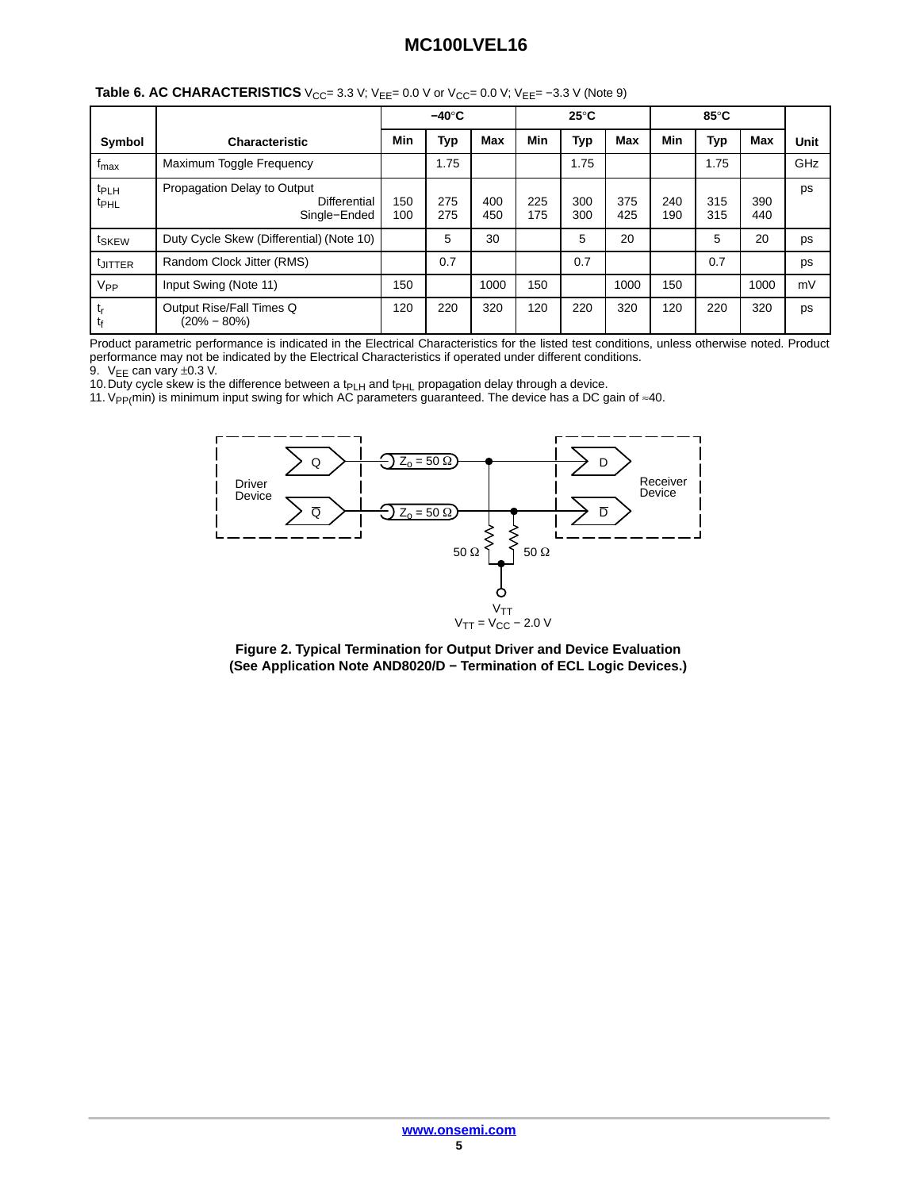**Table 6. AC CHARACTERISTICS** $V_{CC}$= 3.3 V; $V_{EE}$= 0.0 V or $V_{CC}$= 0.0 V; $V_{EE}$= −3.3 V (Note 9)

| Symbol | Characteristic | −40°C Min | −40°C Typ | −40°C Max | 25°C Min | 25°C Typ | 25°C Max | 85°C Min | 85°C Typ | 85°C Max | Unit |
|---|---|---|---|---|---|---|---|---|---|---|---|
| $f_{max}$ | Maximum Toggle Frequency | | 1.75 | | | 1.75 | | | 1.75 | | GHz |
| $t_{PLH}$ $t_{PHL}$ | Propagation Delay to Output Differential Single−Ended | 150 100 | 275 275 | 400 450 | 225 175 | 300 300 | 375 425 | 240 190 | 315 315 | 390 440 | ps |
| $t_{SKEW}$ | Duty Cycle Skew (Differential) (Note 10) | | 5 | 30 | | 5 | 20 | | 5 | 20 | ps |
| $t_{JITTER}$ | Random Clock Jitter (RMS) | | 0.7 | | | 0.7 | | | 0.7 | | ps |
| $V_{PP}$ | Input Swing (Note 11) | 150 | | 1000 | 150 | | 1000 | 150 | | 1000 | mV |
| $t_r$ $t_f$ | Output Rise/Fall Times Q (20% − 80%) | 120 | 220 | 320 | 120 | 220 | 320 | 120 | 220 | 320 | ps |

Product parametric performance is indicated in the Electrical Characteristics for the listed test conditions, unless otherwise noted. Product performance may not be indicated by the Electrical Characteristics if operated under different conditions.

9. $V_{EE}$ can vary ±0.3 V.
10. Duty cycle skew is the difference between a $t_{PLH}$ and $t_{PHL}$ propagation delay through a device.
11. $V_{PP}$(min) is minimum input swing for which AC parameters guaranteed. The device has a DC gain of ≈40.

Driver Device — Q, $\overline{Q}$ — $Z_o$ = 50 Ω — Receiver Device — D, $\overline{D}$ — 50 Ω — 50 Ω — $V_{TT}$ — $V_{TT} = V_{CC} - 2.0$ V

**Figure 2. Typical Termination for Output Driver and Device Evaluation (See Application Note AND8020/D − Termination of ECL Logic Devices.)**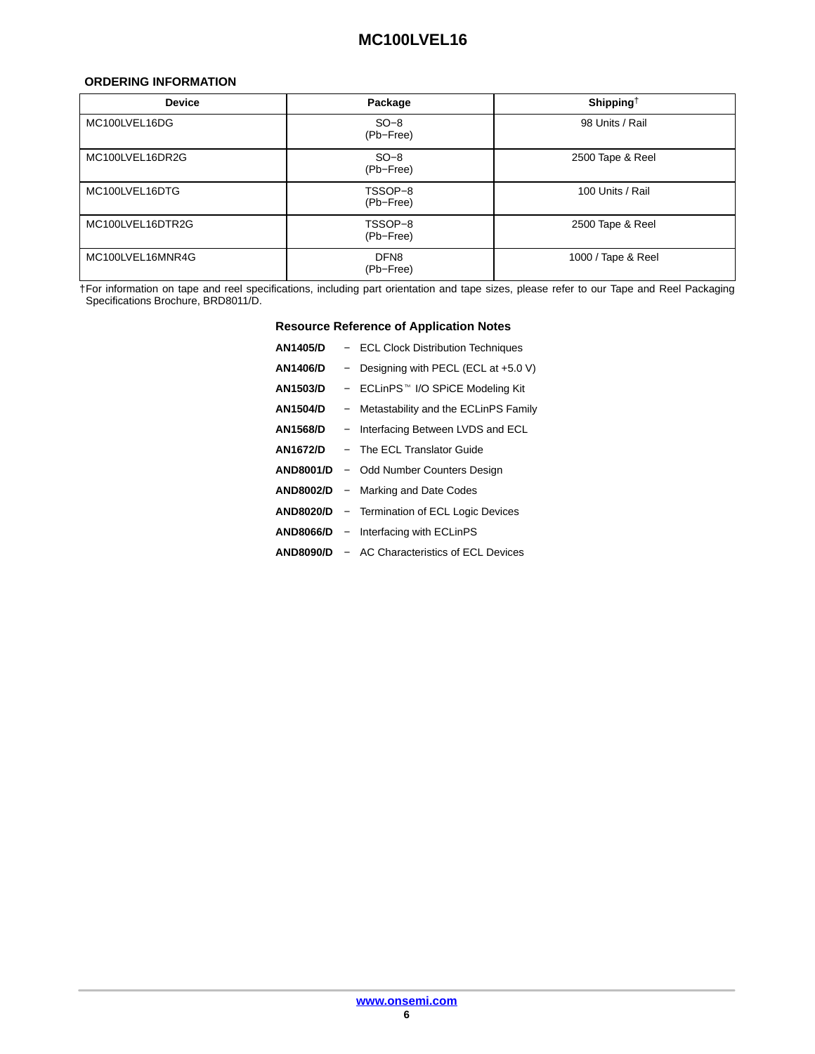## ORDERING INFORMATION

| Device | Package | Shipping† |
| --- | --- | --- |
| MC100LVEL16DG | SO−8 (Pb−Free) | 98 Units / Rail |
| MC100LVEL16DR2G | SO−8 (Pb−Free) | 2500 Tape & Reel |
| MC100LVEL16DTG | TSSOP−8 (Pb−Free) | 100 Units / Rail |
| MC100LVEL16DTR2G | TSSOP−8 (Pb−Free) | 2500 Tape & Reel |
| MC100LVEL16MNR4G | DFN8 (Pb−Free) | 1000 / Tape & Reel |

†For information on tape and reel specifications, including part orientation and tape sizes, please refer to our Tape and Reel Packaging Specifications Brochure, BRD8011/D.

### Resource Reference of Application Notes

**AN1405/D** − ECL Clock Distribution Techniques

**AN1406/D** − Designing with PECL (ECL at +5.0 V)

**AN1503/D** − ECLinPS™ I/O SPiCE Modeling Kit

**AN1504/D** − Metastability and the ECLinPS Family

**AN1568/D** − Interfacing Between LVDS and ECL

**AN1672/D** − The ECL Translator Guide

**AND8001/D** − Odd Number Counters Design

**AND8002/D** − Marking and Date Codes

**AND8020/D** − Termination of ECL Logic Devices

**AND8066/D** − Interfacing with ECLinPS

**AND8090/D** − AC Characteristics of ECL Devices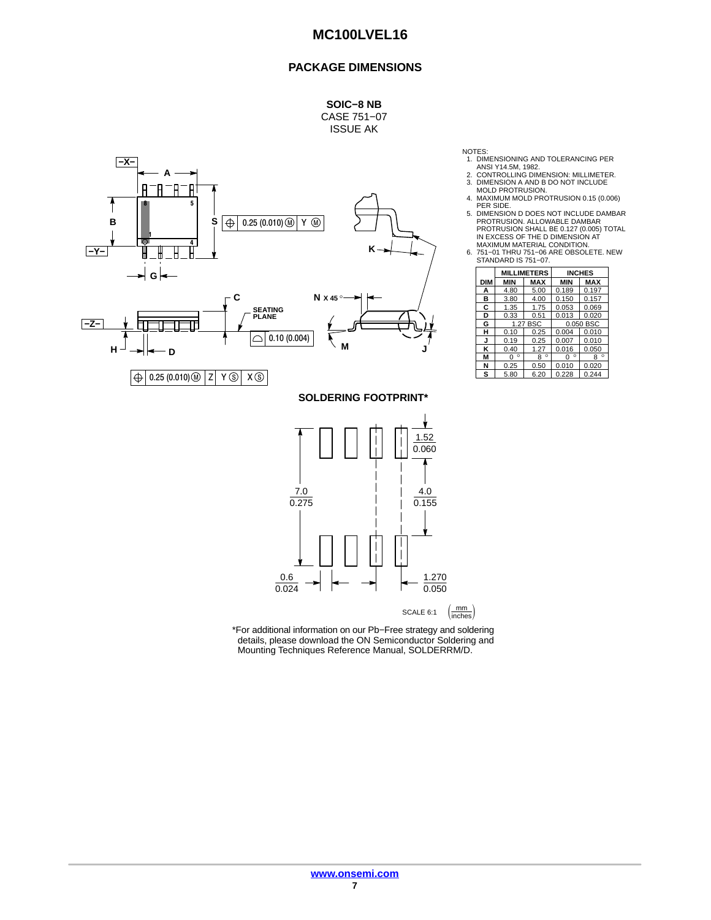## PACKAGE DIMENSIONS

**SOIC−8 NB**
CASE 751−07
ISSUE AK

NOTES:
1. DIMENSIONING AND TOLERANCING PER ANSI Y14.5M, 1982.
2. CONTROLLING DIMENSION: MILLIMETER.
3. DIMENSION A AND B DO NOT INCLUDE MOLD PROTRUSION.
4. MAXIMUM MOLD PROTRUSION 0.15 (0.006) PER SIDE.
5. DIMENSION D DOES NOT INCLUDE DAMBAR PROTRUSION. ALLOWABLE DAMBAR PROTRUSION SHALL BE 0.127 (0.005) TOTAL IN EXCESS OF THE D DIMENSION AT MAXIMUM MATERIAL CONDITION.
6. 751−01 THRU 751−06 ARE OBSOLETE. NEW STANDARD IS 751−07.

| | MILLIMETERS | | INCHES | |
|---|---|---|---|---|
| DIM | MIN | MAX | MIN | MAX |
| A | 4.80 | 5.00 | 0.189 | 0.197 |
| B | 3.80 | 4.00 | 0.150 | 0.157 |
| C | 1.35 | 1.75 | 0.053 | 0.069 |
| D | 0.33 | 0.51 | 0.013 | 0.020 |
| G | 1.27 BSC | | 0.050 BSC | |
| H | 0.10 | 0.25 | 0.004 | 0.010 |
| J | 0.19 | 0.25 | 0.007 | 0.010 |
| K | 0.40 | 1.27 | 0.016 | 0.050 |
| M | 0 ° | 8 ° | 0 ° | 8 ° |
| N | 0.25 | 0.50 | 0.010 | 0.020 |
| S | 5.80 | 6.20 | 0.228 | 0.244 |

### SOLDERING FOOTPRINT*

SCALE 6:1 (mm / inches)

*For additional information on our Pb−Free strategy and soldering details, please download the ON Semiconductor Soldering and Mounting Techniques Reference Manual, SOLDERRM/D.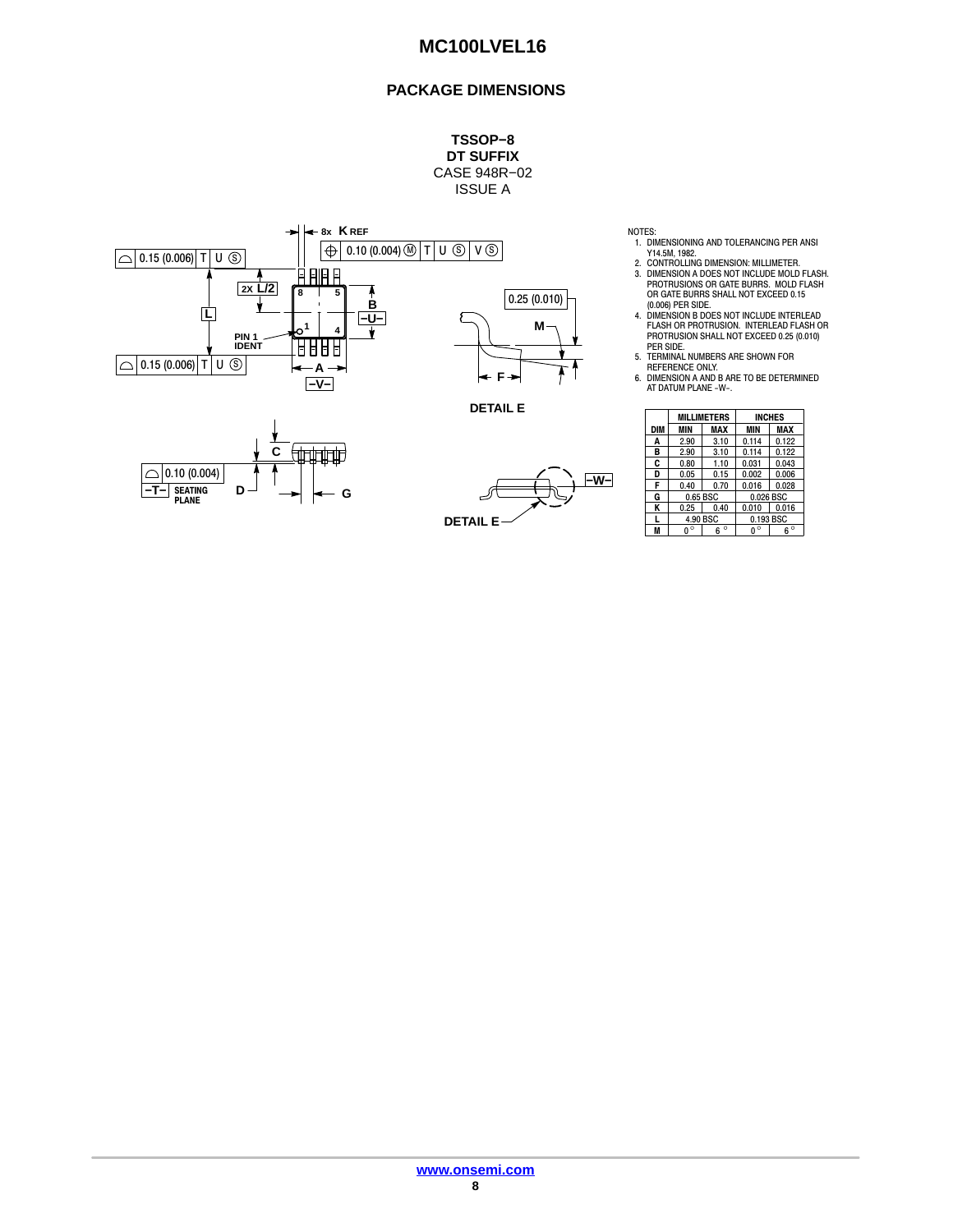## PACKAGE DIMENSIONS

**TSSOP−8**
**DT SUFFIX**
CASE 948R−02
ISSUE A

NOTES:
1. DIMENSIONING AND TOLERANCING PER ANSI Y14.5M, 1982.
2. CONTROLLING DIMENSION: MILLIMETER.
3. DIMENSION A DOES NOT INCLUDE MOLD FLASH. PROTRUSIONS OR GATE BURRS. MOLD FLASH OR GATE BURRS SHALL NOT EXCEED 0.15 (0.006) PER SIDE.
4. DIMENSION B DOES NOT INCLUDE INTERLEAD FLASH OR PROTRUSION. INTERLEAD FLASH OR PROTRUSION SHALL NOT EXCEED 0.25 (0.010) PER SIDE.
5. TERMINAL NUMBERS ARE SHOWN FOR REFERENCE ONLY.
6. DIMENSION A AND B ARE TO BE DETERMINED AT DATUM PLANE −W−.

| DIM | MILLIMETERS MIN | MILLIMETERS MAX | INCHES MIN | INCHES MAX |
|---|---|---|---|---|
| A | 2.90 | 3.10 | 0.114 | 0.122 |
| B | 2.90 | 3.10 | 0.114 | 0.122 |
| C | 0.80 | 1.10 | 0.031 | 0.043 |
| D | 0.05 | 0.15 | 0.002 | 0.006 |
| F | 0.40 | 0.70 | 0.016 | 0.028 |
| G | 0.65 BSC | | 0.026 BSC | |
| K | 0.25 | 0.40 | 0.010 | 0.016 |
| L | 4.90 BSC | | 0.193 BSC | |
| M | 0° | 6° | 0° | 6° |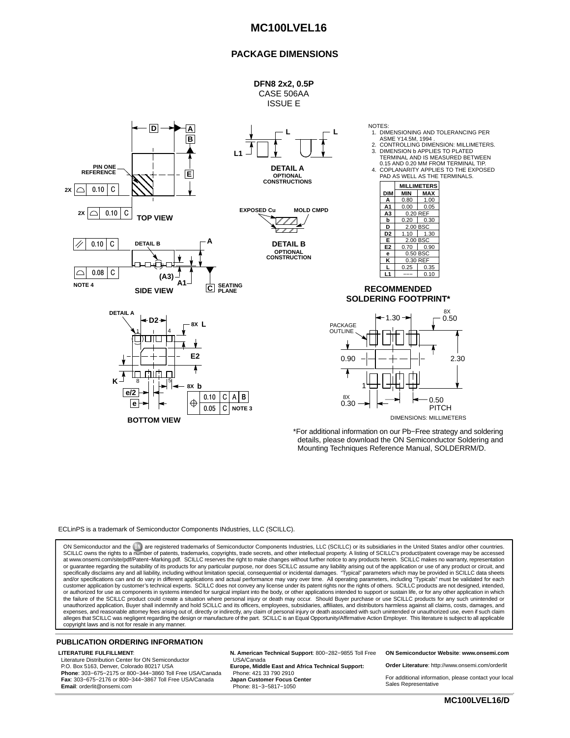## PACKAGE DIMENSIONS

**DFN8 2x2, 0.5P**
CASE 506AA
ISSUE E

NOTES:
1. DIMENSIONING AND TOLERANCING PER ASME Y14.5M, 1994 .
2. CONTROLLING DIMENSION: MILLIMETERS.
3. DIMENSION b APPLIES TO PLATED TERMINAL AND IS MEASURED BETWEEN 0.15 AND 0.20 MM FROM TERMINAL TIP.
4. COPLANARITY APPLIES TO THE EXPOSED PAD AS WELL AS THE TERMINALS.

| DIM | MILLIMETERS | |
|---|---|---|
| | MIN | MAX |
| A | 0.80 | 1.00 |
| A1 | 0.00 | 0.05 |
| A3 | 0.20 REF | |
| b | 0.20 | 0.30 |
| D | 2.00 BSC | |
| D2 | 1.10 | 1.30 |
| E | 2.00 BSC | |
| E2 | 0.70 | 0.90 |
| e | 0.50 BSC | |
| K | 0.30 REF | |
| L | 0.25 | 0.35 |
| L1 | --- | 0.10 |

TOP VIEW
PIN ONE REFERENCE
2X 0.10 C
2X 0.10 C

DETAIL A
OPTIONAL CONSTRUCTIONS

DETAIL B
OPTIONAL CONSTRUCTION
EXPOSED Cu
MOLD CMPD

SIDE VIEW
0.10 C
0.08 C
NOTE 4
SEATING PLANE

BOTTOM VIEW
8X L
8X b
0.10 C A B
0.05 C NOTE 3

**RECOMMENDED SOLDERING FOOTPRINT***

PACKAGE OUTLINE
1.30
8X 0.50
0.90
2.30
8X 0.30
0.50 PITCH
DIMENSIONS: MILLIMETERS

*For additional information on our Pb−Free strategy and soldering details, please download the ON Semiconductor Soldering and Mounting Techniques Reference Manual, SOLDERRM/D.

ECLinPS is a trademark of Semiconductor Components INdustries, LLC (SCILLC).

ON Semiconductor and the ON logo are registered trademarks of Semiconductor Components Industries, LLC (SCILLC) or its subsidiaries in the United States and/or other countries. SCILLC owns the rights to a number of patents, trademarks, copyrights, trade secrets, and other intellectual property. A listing of SCILLC's product/patent coverage may be accessed at www.onsemi.com/site/pdf/Patent−Marking.pdf. SCILLC reserves the right to make changes without further notice to any products herein. SCILLC makes no warranty, representation or guarantee regarding the suitability of its products for any particular purpose, nor does SCILLC assume any liability arising out of the application or use of any product or circuit, and specifically disclaims any and all liability, including without limitation special, consequential or incidental damages. "Typical" parameters which may be provided in SCILLC data sheets and/or specifications can and do vary in different applications and actual performance may vary over time. All operating parameters, including "Typicals" must be validated for each customer application by customer's technical experts. SCILLC does not convey any license under its patent rights nor the rights of others. SCILLC products are not designed, intended, or authorized for use as components in systems intended for surgical implant into the body, or other applications intended to support or sustain life, or for any other application in which the failure of the SCILLC product could create a situation where personal injury or death may occur. Should Buyer purchase or use SCILLC products for any such unintended or unauthorized application, Buyer shall indemnify and hold SCILLC and its officers, employees, subsidiaries, affiliates, and distributors harmless against all claims, costs, damages, and expenses, and reasonable attorney fees arising out of, directly or indirectly, any claim of personal injury or death associated with such unintended or unauthorized use, even if such claim alleges that SCILLC was negligent regarding the design or manufacture of the part. SCILLC is an Equal Opportunity/Affirmative Action Employer. This literature is subject to all applicable copyright laws and is not for resale in any manner.

### PUBLICATION ORDERING INFORMATION

**LITERATURE FULFILLMENT**:
Literature Distribution Center for ON Semiconductor
P.O. Box 5163, Denver, Colorado 80217 USA
**Phone**: 303−675−2175 or 800−344−3860 Toll Free USA/Canada
**Fax**: 303−675−2176 or 800−344−3867 Toll Free USA/Canada
**Email**: orderlit@onsemi.com

**N. American Technical Support**: 800−282−9855 Toll Free USA/Canada
**Europe, Middle East and Africa Technical Support:**
Phone: 421 33 790 2910
**Japan Customer Focus Center**
Phone: 81−3−5817−1050

**ON Semiconductor Website**: **www.onsemi.com**

**Order Literature**: http://www.onsemi.com/orderlit

For additional information, please contact your local Sales Representative

**MC100LVEL16/D**